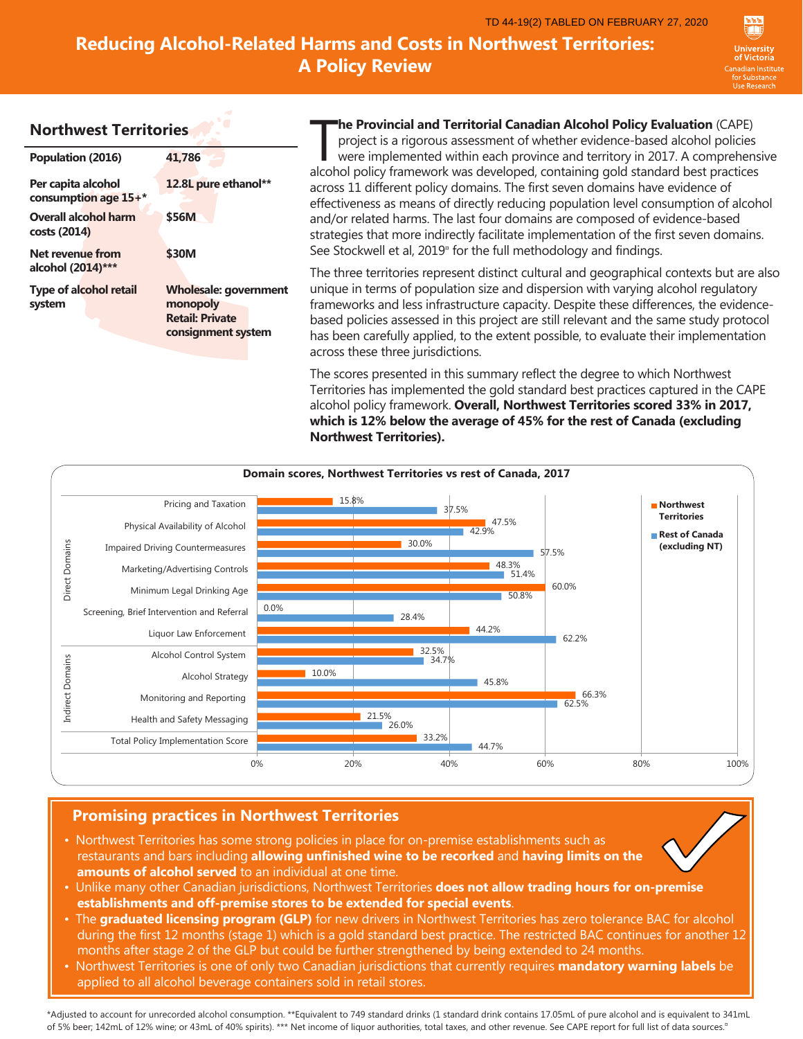TD 44-19(2) TABLED ON FEBRUARY 27, 2020

# Reducing Alcohol-Related Harms and Costs in Northwest Territories: A Policy Review

University of Victoria
Canadian Institute for Substance Use Research

## Northwest Territories

| | |
|---|---|
| **Population (2016)** | **41,786** |
| **Per capita alcohol consumption age 15+*** | **12.8L pure ethanol**** |
| **Overall alcohol harm costs (2014)** | **$56M** |
| **Net revenue from alcohol (2014)***** | **$30M** |
| **Type of alcohol retail system** | **Wholesale: government monopoly**<br>**Retail: Private consignment system** |

**The Provincial and Territorial Canadian Alcohol Policy Evaluation** (CAPE) project is a rigorous assessment of whether evidence-based alcohol policies were implemented within each province and territory in 2017. A comprehensive alcohol policy framework was developed, containing gold standard best practices across 11 different policy domains. The first seven domains have evidence of effectiveness as means of directly reducing population level consumption of alcohol and/or related harms. The last four domains are composed of evidence-based strategies that more indirectly facilitate implementation of the first seven domains. See Stockwell et al, 2019[a] for the full methodology and findings.

The three territories represent distinct cultural and geographical contexts but are also unique in terms of population size and dispersion with varying alcohol regulatory frameworks and less infrastructure capacity. Despite these differences, the evidence-based policies assessed in this project are still relevant and the same study protocol has been carefully applied, to the extent possible, to evaluate their implementation across these three jurisdictions.

The scores presented in this summary reflect the degree to which Northwest Territories has implemented the gold standard best practices captured in the CAPE alcohol policy framework. **Overall, Northwest Territories scored 33% in 2017, which is 12% below the average of 45% for the rest of Canada (excluding Northwest Territories).**

**Domain scores, Northwest Territories vs rest of Canada, 2017**

| | Domain | Northwest Territories | Rest of Canada (excluding NT) |
|---|---|---|---|
| Direct Domains | Pricing and Taxation | 15.8% | 37.5% |
| | Physical Availability of Alcohol | 47.5% | 42.9% |
| | Impaired Driving Countermeasures | 30.0% | 57.5% |
| | Marketing/Advertising Controls | 48.3% | 51.4% |
| | Minimum Legal Drinking Age | 60.0% | 50.8% |
| | Screening, Brief Intervention and Referral | 0.0% | 28.4% |
| | Liquor Law Enforcement | 44.2% | 62.2% |
| Indirect Domains | Alcohol Control System | 32.5% | 34.7% |
| | Alcohol Strategy | 10.0% | 45.8% |
| | Monitoring and Reporting | 66.3% | 62.5% |
| | Health and Safety Messaging | 21.5% | 26.0% |
| | Total Policy Implementation Score | 33.2% | 44.7% |

## Promising practices in Northwest Territories

- Northwest Territories has some strong policies in place for on-premise establishments such as restaurants and bars including **allowing unfinished wine to be recorked** and **having limits on the amounts of alcohol served** to an individual at one time.
- Unlike many other Canadian jurisdictions, Northwest Territories **does not allow trading hours for on-premise establishments and off-premise stores to be extended for special events**.
- The **graduated licensing program (GLP)** for new drivers in Northwest Territories has zero tolerance BAC for alcohol during the first 12 months (stage 1) which is a gold standard best practice. The restricted BAC continues for another 12 months after stage 2 of the GLP but could be further strengthened by being extended to 24 months.
- Northwest Territories is one of only two Canadian jurisdictions that currently requires **mandatory warning labels** be applied to all alcohol beverage containers sold in retail stores.

*Adjusted to account for unrecorded alcohol consumption. **Equivalent to 749 standard drinks (1 standard drink contains 17.05mL of pure alcohol and is equivalent to 341mL of 5% beer; 142mL of 12% wine; or 43mL of 40% spirits). *** Net income of liquor authorities, total taxes, and other revenue. See CAPE report for full list of data sources.[a]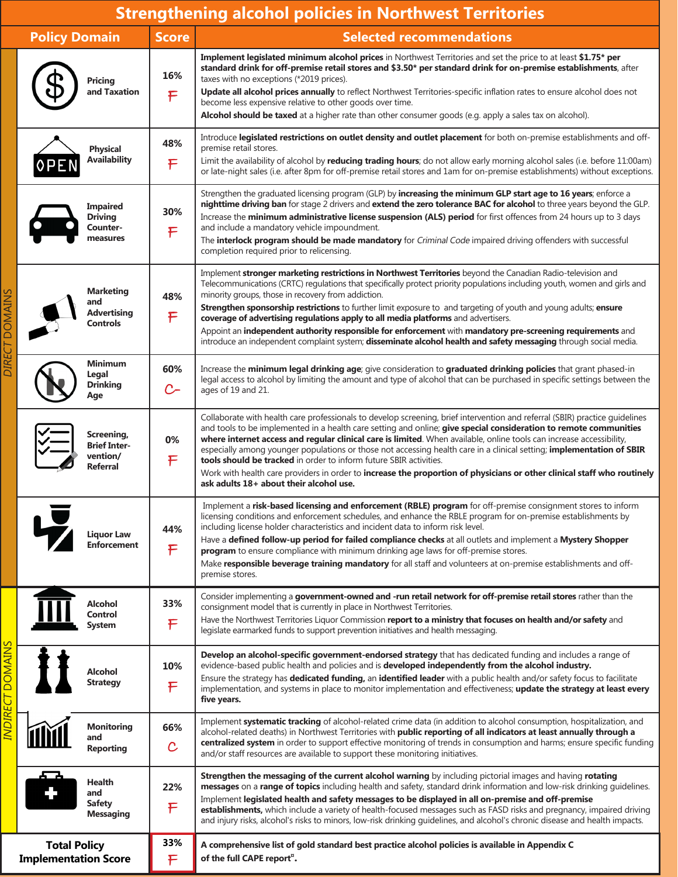# Strengthening alcohol policies in Northwest Territories

| | Policy Domain | Score | Selected recommendations |
|---|---|---|---|
| DIRECT DOMAINS | Pricing and Taxation | 16% F | **Implement legislated minimum alcohol prices** in Northwest Territories and set the price to at least **$1.75* per standard drink for off-premise retail stores and $3.50* per standard drink for on-premise establishments**, after taxes with no exceptions (*2019 prices).<br>**Update all alcohol prices annually** to reflect Northwest Territories-specific inflation rates to ensure alcohol does not become less expensive relative to other goods over time.<br>**Alcohol should be taxed** at a higher rate than other consumer goods (e.g. apply a sales tax on alcohol). |
| | Physical Availability | 48% F | Introduce **legislated restrictions on outlet density and outlet placement** for both on-premise establishments and off-premise retail stores.<br>Limit the availability of alcohol by **reducing trading hours**; do not allow early morning alcohol sales (i.e. before 11:00am) or late-night sales (i.e. after 8pm for off-premise retail stores and 1am for on-premise establishments) without exceptions. |
| | Impaired Driving Counter-measures | 30% F | Strengthen the graduated licensing program (GLP) by **increasing the minimum GLP start age to 16 years**; enforce a **nighttime driving ban** for stage 2 drivers and **extend the zero tolerance BAC for alcohol** to three years beyond the GLP.<br>Increase the **minimum administrative license suspension (ALS) period** for first offences from 24 hours up to 3 days and include a mandatory vehicle impoundment.<br>The **interlock program should be made mandatory** for *Criminal Code* impaired driving offenders with successful completion required prior to relicensing. |
| | Marketing and Advertising Controls | 48% F | Implement **stronger marketing restrictions in Northwest Territories** beyond the Canadian Radio-television and Telecommunications (CRTC) regulations that specifically protect priority populations including youth, women and girls and minority groups, those in recovery from addiction.<br>**Strengthen sponsorship restrictions** to further limit exposure to and targeting of youth and young adults; **ensure coverage of advertising regulations apply to all media platforms** and advertisers.<br>Appoint an **independent authority responsible for enforcement** with **mandatory pre-screening requirements** and introduce an independent complaint system; **disseminate alcohol health and safety messaging** through social media. |
| | Minimum Legal Drinking Age | 60% C- | Increase the **minimum legal drinking age**; give consideration to **graduated drinking policies** that grant phased-in legal access to alcohol by limiting the amount and type of alcohol that can be purchased in specific settings between the ages of 19 and 21. |
| | Screening, Brief Inter-vention/ Referral | 0% F | Collaborate with health care professionals to develop screening, brief intervention and referral (SBIR) practice guidelines and tools to be implemented in a health care setting and online; **give special consideration to remote communities where internet access and regular clinical care is limited**. When available, online tools can increase accessibility, especially among younger populations or those not accessing health care in a clinical setting; **implementation of SBIR tools should be tracked** in order to inform future SBIR activities.<br>Work with health care providers in order to **increase the proportion of physicians or other clinical staff who routinely ask adults 18+ about their alcohol use.** |
| | Liquor Law Enforcement | 44% F | Implement a **risk-based licensing and enforcement (RBLE) program** for off-premise consignment stores to inform licensing conditions and enforcement schedules, and enhance the RBLE program for on-premise establishments by including license holder characteristics and incident data to inform risk level.<br>Have a **defined follow-up period for failed compliance checks** at all outlets and implement a **Mystery Shopper program** to ensure compliance with minimum drinking age laws for off-premise stores.<br>Make **responsible beverage training mandatory** for all staff and volunteers at on-premise establishments and off-premise stores. |
| INDIRECT DOMAINS | Alcohol Control System | 33% F | Consider implementing a **government-owned and -run retail network for off-premise retail stores** rather than the consignment model that is currently in place in Northwest Territories.<br>Have the Northwest Territories Liquor Commission **report to a ministry that focuses on health and/or safety** and legislate earmarked funds to support prevention initiatives and health messaging. |
| | Alcohol Strategy | 10% F | **Develop an alcohol-specific government-endorsed strategy** that has dedicated funding and includes a range of evidence-based public health and policies and is **developed independently from the alcohol industry.**<br>Ensure the strategy has **dedicated funding,** an **identified leader** with a public health and/or safety focus to facilitate implementation, and systems in place to monitor implementation and effectiveness; **update the strategy at least every five years.** |
| | Monitoring and Reporting | 66% C | Implement **systematic tracking** of alcohol-related crime data (in addition to alcohol consumption, hospitalization, and alcohol-related deaths) in Northwest Territories with **public reporting of all indicators at least annually through a centralized system** in order to support effective monitoring of trends in consumption and harms; ensure specific funding and/or staff resources are available to support these monitoring initiatives. |
| | Health and Safety Messaging | 22% F | **Strengthen the messaging of the current alcohol warning** by including pictorial images and having **rotating messages** on a **range of topics** including health and safety, standard drink information and low-risk drinking guidelines.<br>Implement **legislated health and safety messages to be displayed in all on-premise and off-premise establishments,** which include a variety of health-focused messages such as FASD risks and pregnancy, impaired driving and injury risks, alcohol's risks to minors, low-risk drinking guidelines, and alcohol's chronic disease and health impacts. |
| | **Total Policy Implementation Score** | **33% F** | **A comprehensive list of gold standard best practice alcohol policies is available in Appendix C of the full CAPE report**[¤]**.** |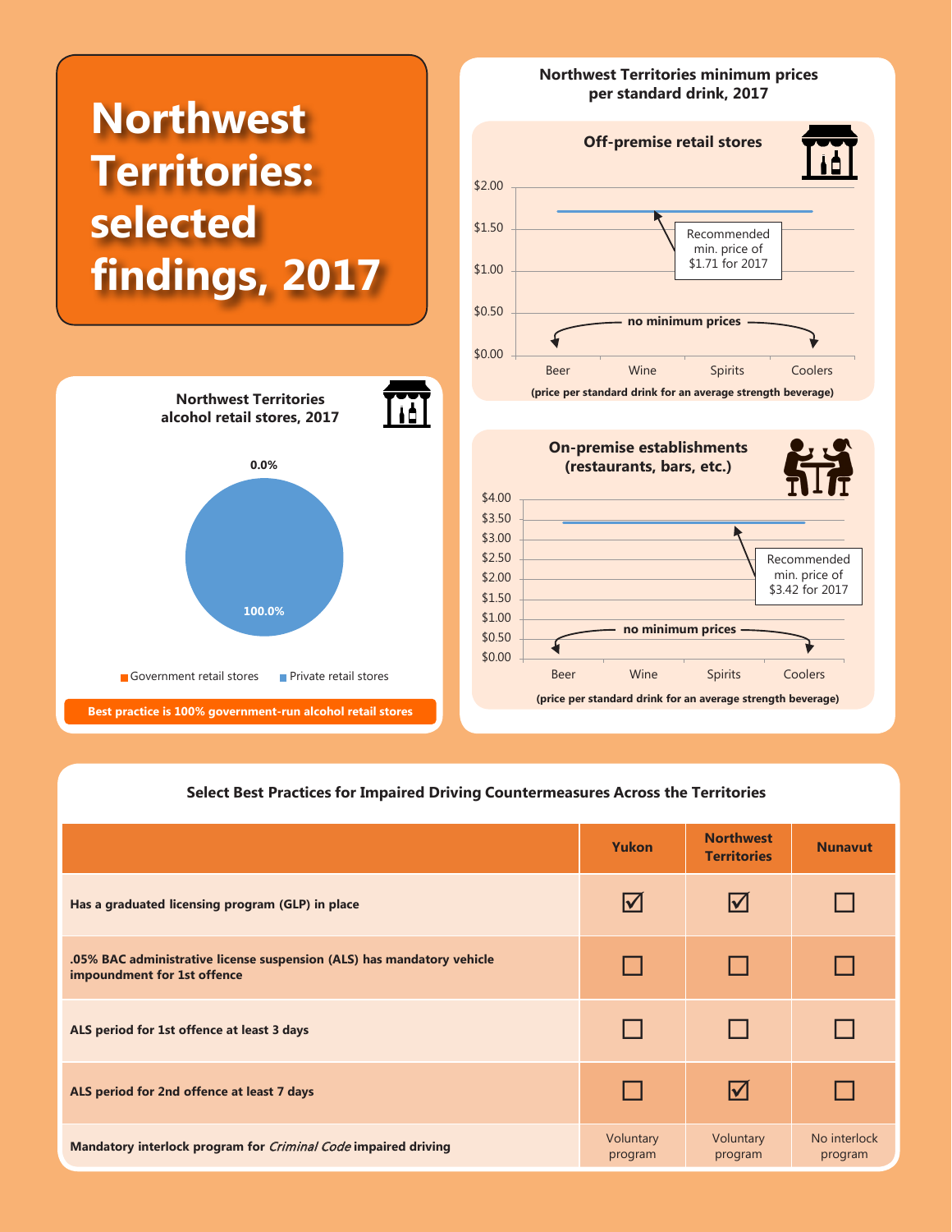# Northwest Territories: selected findings, 2017

## Northwest Territories minimum prices per standard drink, 2017

### Off-premise retail stores

$2.00
$1.50
$1.00
$0.50
$0.00

Recommended min. price of $1.71 for 2017

no minimum prices

Beer
Wine
Spirits
Coolers

(price per standard drink for an average strength beverage)

### On-premise establishments (restaurants, bars, etc.)

$4.00
$3.50
$3.00
$2.50
$2.00
$1.50
$1.00
$0.50
$0.00

Recommended min. price of $3.42 for 2017

no minimum prices

Beer
Wine
Spirits
Coolers

(price per standard drink for an average strength beverage)

## Northwest Territories alcohol retail stores, 2017

0.0%

100.0%

Government retail stores
Private retail stores

**Best practice is 100% government-run alcohol retail stores**

## Select Best Practices for Impaired Driving Countermeasures Across the Territories

| | Yukon | Northwest Territories | Nunavut |
|---|---|---|---|
| **Has a graduated licensing program (GLP) in place** | ☑ | ☑ | ☐ |
| **.05% BAC administrative license suspension (ALS) has mandatory vehicle impoundment for 1st offence** | ☐ | ☐ | ☐ |
| **ALS period for 1st offence at least 3 days** | ☐ | ☐ | ☐ |
| **ALS period for 2nd offence at least 7 days** | ☐ | ☑ | ☐ |
| **Mandatory interlock program for *Criminal Code* impaired driving** | Voluntary program | Voluntary program | No interlock program |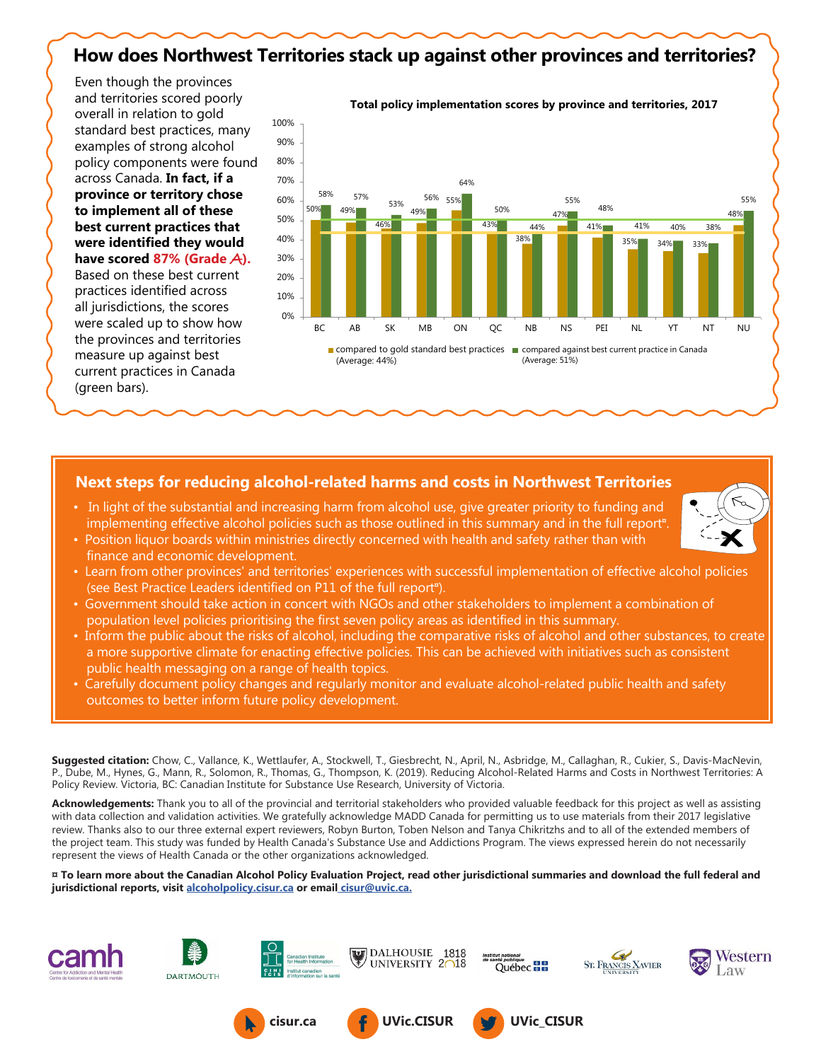## How does Northwest Territories stack up against other provinces and territories?

Even though the provinces and territories scored poorly overall in relation to gold standard best practices, many examples of strong alcohol policy components were found across Canada. **In fact, if a province or territory chose to implement all of these best current practices that were identified they would have scored 87% (Grade A).** Based on these best current practices identified across all jurisdictions, the scores were scaled up to show how the provinces and territories measure up against best current practices in Canada (green bars).

**Total policy implementation scores by province and territories, 2017**

100%
90%
80%
70%
60%
50%
40%
30%
20%
10%
0%

BC 50% 58%
AB 49% 57%
SK 46% 53%
MB 49% 56%
ON 55% 64%
QC 43% 50%
NB 38% 44%
NS 47% 55%
PEI 41% 48%
NL 35% 41%
YT 34% 40%
NT 33% 38%
NU 48% 55%

compared to gold standard best practices (Average: 44%)
compared against best current practice in Canada (Average: 51%)

## Next steps for reducing alcohol-related harms and costs in Northwest Territories

- In light of the substantial and increasing harm from alcohol use, give greater priority to funding and implementing effective alcohol policies such as those outlined in this summary and in the full report¤.
- Position liquor boards within ministries directly concerned with health and safety rather than with finance and economic development.
- Learn from other provinces' and territories' experiences with successful implementation of effective alcohol policies (see Best Practice Leaders identified on P11 of the full report¤).
- Government should take action in concert with NGOs and other stakeholders to implement a combination of population level policies prioritising the first seven policy areas as identified in this summary.
- Inform the public about the risks of alcohol, including the comparative risks of alcohol and other substances, to create a more supportive climate for enacting effective policies. This can be achieved with initiatives such as consistent public health messaging on a range of health topics.
- Carefully document policy changes and regularly monitor and evaluate alcohol-related public health and safety outcomes to better inform future policy development.

**Suggested citation:** Chow, C., Vallance, K., Wettlaufer, A., Stockwell, T., Giesbrecht, N., April, N., Asbridge, M., Callaghan, R., Cukier, S., Davis-MacNevin, P., Dube, M., Hynes, G., Mann, R., Solomon, R., Thomas, G., Thompson, K. (2019). Reducing Alcohol-Related Harms and Costs in Northwest Territories: A Policy Review. Victoria, BC: Canadian Institute for Substance Use Research, University of Victoria.

**Acknowledgements:** Thank you to all of the provincial and territorial stakeholders who provided valuable feedback for this project as well as assisting with data collection and validation activities. We gratefully acknowledge MADD Canada for permitting us to use materials from their 2017 legislative review. Thanks also to our three external expert reviewers, Robyn Burton, Toben Nelson and Tanya Chikritzhs and to all of the extended members of the project team. This study was funded by Health Canada's Substance Use and Addictions Program. The views expressed herein do not necessarily represent the views of Health Canada or the other organizations acknowledged.

**¤ To learn more about the Canadian Alcohol Policy Evaluation Project, read other jurisdictional summaries and download the full federal and jurisdictional reports, visit alcoholpolicy.cisur.ca or email cisur@uvic.ca.**

cisur.ca | UVic.CISUR | UVic_CISUR